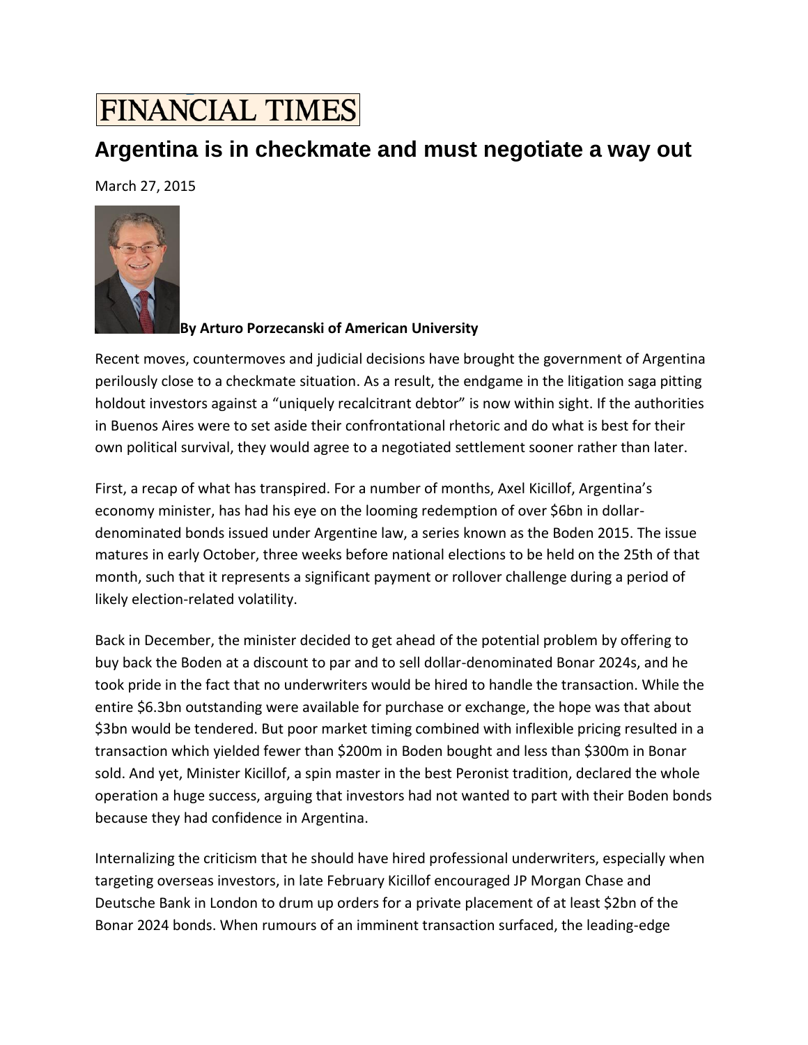# FINANCIAL TIMES

## Argentina is in checkmate and must negotiate a way out

March 27, 2015

**By Arturo Porzecanski of American University**

Recent moves, countermoves and judicial decisions have brought the government of Argentina perilously close to a checkmate situation. As a result, the endgame in the litigation saga pitting holdout investors against a "uniquely recalcitrant debtor" is now within sight. If the authorities in Buenos Aires were to set aside their confrontational rhetoric and do what is best for their own political survival, they would agree to a negotiated settlement sooner rather than later.

First, a recap of what has transpired. For a number of months, Axel Kicillof, Argentina's economy minister, has had his eye on the looming redemption of over $6bn in dollar-denominated bonds issued under Argentine law, a series known as the Boden 2015. The issue matures in early October, three weeks before national elections to be held on the 25th of that month, such that it represents a significant payment or rollover challenge during a period of likely election-related volatility.

Back in December, the minister decided to get ahead of the potential problem by offering to buy back the Boden at a discount to par and to sell dollar-denominated Bonar 2024s, and he took pride in the fact that no underwriters would be hired to handle the transaction. While the entire $6.3bn outstanding were available for purchase or exchange, the hope was that about $3bn would be tendered. But poor market timing combined with inflexible pricing resulted in a transaction which yielded fewer than $200m in Boden bought and less than $300m in Bonar sold. And yet, Minister Kicillof, a spin master in the best Peronist tradition, declared the whole operation a huge success, arguing that investors had not wanted to part with their Boden bonds because they had confidence in Argentina.

Internalizing the criticism that he should have hired professional underwriters, especially when targeting overseas investors, in late February Kicillof encouraged JP Morgan Chase and Deutsche Bank in London to drum up orders for a private placement of at least $2bn of the Bonar 2024 bonds. When rumours of an imminent transaction surfaced, the leading-edge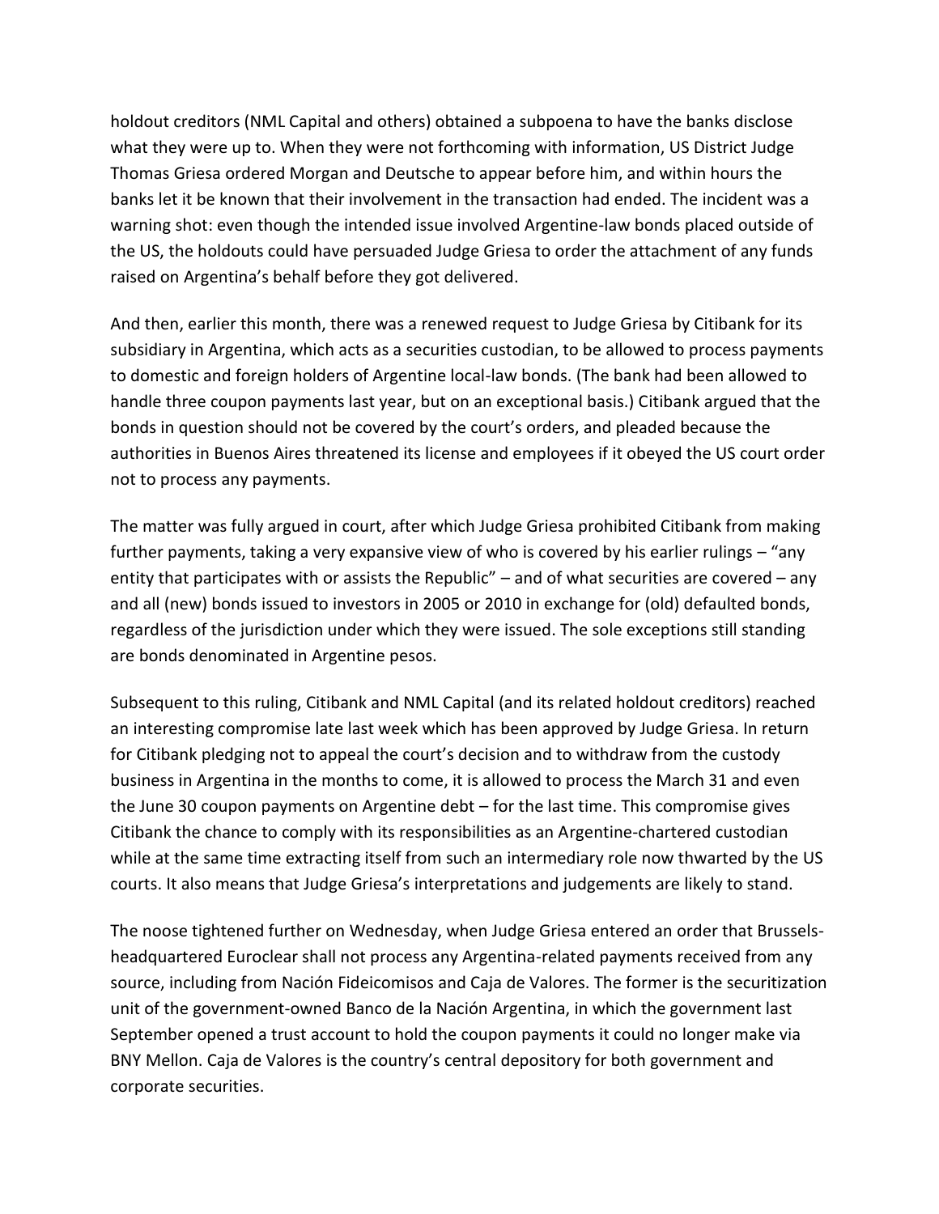holdout creditors (NML Capital and others) obtained a subpoena to have the banks disclose what they were up to. When they were not forthcoming with information, US District Judge Thomas Griesa ordered Morgan and Deutsche to appear before him, and within hours the banks let it be known that their involvement in the transaction had ended. The incident was a warning shot: even though the intended issue involved Argentine-law bonds placed outside of the US, the holdouts could have persuaded Judge Griesa to order the attachment of any funds raised on Argentina's behalf before they got delivered.

And then, earlier this month, there was a renewed request to Judge Griesa by Citibank for its subsidiary in Argentina, which acts as a securities custodian, to be allowed to process payments to domestic and foreign holders of Argentine local-law bonds. (The bank had been allowed to handle three coupon payments last year, but on an exceptional basis.) Citibank argued that the bonds in question should not be covered by the court's orders, and pleaded because the authorities in Buenos Aires threatened its license and employees if it obeyed the US court order not to process any payments.

The matter was fully argued in court, after which Judge Griesa prohibited Citibank from making further payments, taking a very expansive view of who is covered by his earlier rulings – "any entity that participates with or assists the Republic" – and of what securities are covered – any and all (new) bonds issued to investors in 2005 or 2010 in exchange for (old) defaulted bonds, regardless of the jurisdiction under which they were issued. The sole exceptions still standing are bonds denominated in Argentine pesos.

Subsequent to this ruling, Citibank and NML Capital (and its related holdout creditors) reached an interesting compromise late last week which has been approved by Judge Griesa. In return for Citibank pledging not to appeal the court's decision and to withdraw from the custody business in Argentina in the months to come, it is allowed to process the March 31 and even the June 30 coupon payments on Argentine debt – for the last time. This compromise gives Citibank the chance to comply with its responsibilities as an Argentine-chartered custodian while at the same time extracting itself from such an intermediary role now thwarted by the US courts. It also means that Judge Griesa's interpretations and judgements are likely to stand.

The noose tightened further on Wednesday, when Judge Griesa entered an order that Brussels-headquartered Euroclear shall not process any Argentina-related payments received from any source, including from Nación Fideicomisos and Caja de Valores. The former is the securitization unit of the government-owned Banco de la Nación Argentina, in which the government last September opened a trust account to hold the coupon payments it could no longer make via BNY Mellon. Caja de Valores is the country's central depository for both government and corporate securities.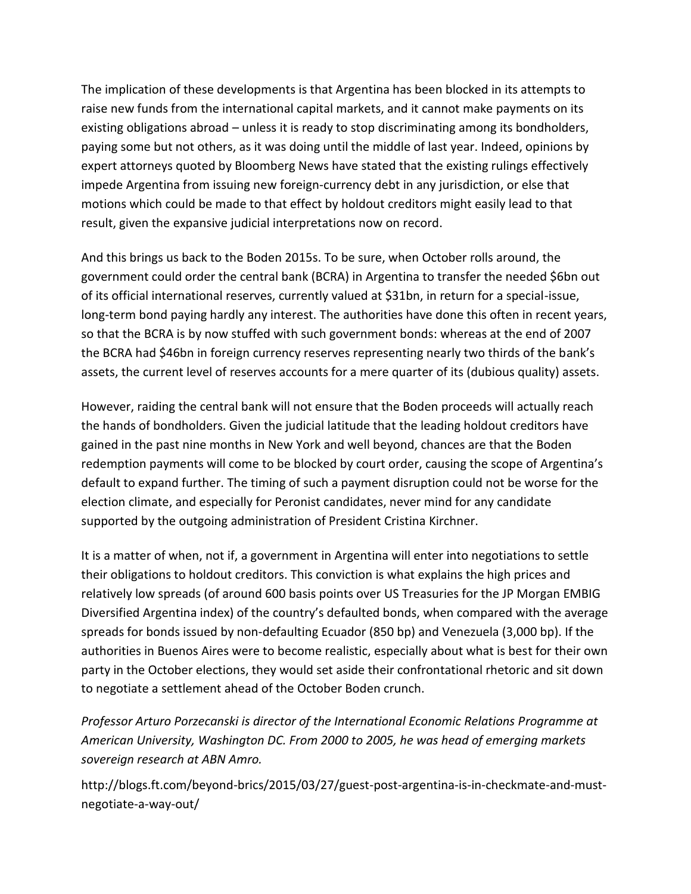The implication of these developments is that Argentina has been blocked in its attempts to raise new funds from the international capital markets, and it cannot make payments on its existing obligations abroad – unless it is ready to stop discriminating among its bondholders, paying some but not others, as it was doing until the middle of last year. Indeed, opinions by expert attorneys quoted by Bloomberg News have stated that the existing rulings effectively impede Argentina from issuing new foreign-currency debt in any jurisdiction, or else that motions which could be made to that effect by holdout creditors might easily lead to that result, given the expansive judicial interpretations now on record.

And this brings us back to the Boden 2015s. To be sure, when October rolls around, the government could order the central bank (BCRA) in Argentina to transfer the needed $6bn out of its official international reserves, currently valued at $31bn, in return for a special-issue, long-term bond paying hardly any interest. The authorities have done this often in recent years, so that the BCRA is by now stuffed with such government bonds: whereas at the end of 2007 the BCRA had $46bn in foreign currency reserves representing nearly two thirds of the bank's assets, the current level of reserves accounts for a mere quarter of its (dubious quality) assets.

However, raiding the central bank will not ensure that the Boden proceeds will actually reach the hands of bondholders. Given the judicial latitude that the leading holdout creditors have gained in the past nine months in New York and well beyond, chances are that the Boden redemption payments will come to be blocked by court order, causing the scope of Argentina's default to expand further. The timing of such a payment disruption could not be worse for the election climate, and especially for Peronist candidates, never mind for any candidate supported by the outgoing administration of President Cristina Kirchner.

It is a matter of when, not if, a government in Argentina will enter into negotiations to settle their obligations to holdout creditors. This conviction is what explains the high prices and relatively low spreads (of around 600 basis points over US Treasuries for the JP Morgan EMBIG Diversified Argentina index) of the country's defaulted bonds, when compared with the average spreads for bonds issued by non-defaulting Ecuador (850 bp) and Venezuela (3,000 bp). If the authorities in Buenos Aires were to become realistic, especially about what is best for their own party in the October elections, they would set aside their confrontational rhetoric and sit down to negotiate a settlement ahead of the October Boden crunch.

*Professor Arturo Porzecanski is director of the International Economic Relations Programme at American University, Washington DC. From 2000 to 2005, he was head of emerging markets sovereign research at ABN Amro.*

http://blogs.ft.com/beyond-brics/2015/03/27/guest-post-argentina-is-in-checkmate-and-must-negotiate-a-way-out/